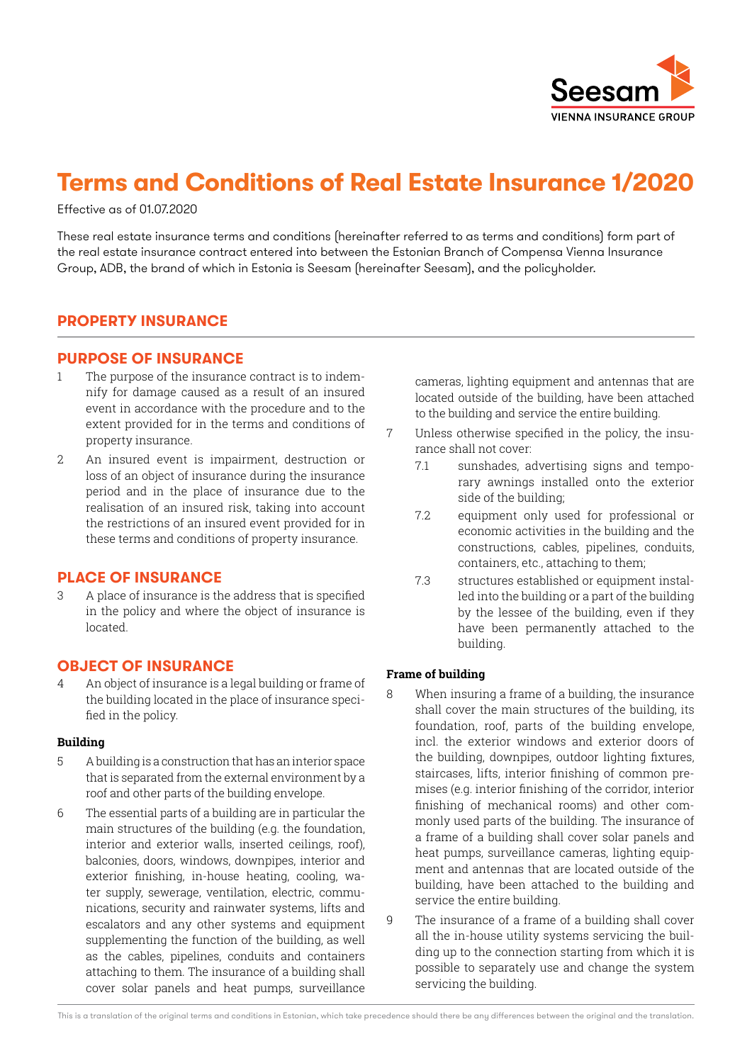#  Terms and Conditions of Real Estate Insurance 1/2020

Effective as of 01.07.2020

These real estate insurance terms and conditions (hereinafter referred to as terms and conditions) form part of the real estate insurance contract entered into between the Estonian Branch of Compensa Vienna Insurance Group, ADB, the brand of which in Estonia is Seesam (hereinafter Seesam), and the policyholder.

## PROPERTY INSURANCE

### PURPOSE OF INSURANCE

1 The purpose of the insurance contract is to indemnify for damage caused as a result of an insured event in accordance with the procedure and to the extent provided for in the terms and conditions of property insurance.

2 An insured event is impairment, destruction or loss of an object of insurance during the insurance period and in the place of insurance due to the realisation of an insured risk, taking into account the restrictions of an insured event provided for in these terms and conditions of property insurance.

### PLACE OF INSURANCE

3 A place of insurance is the address that is specified in the policy and where the object of insurance is located.

### OBJECT OF INSURANCE

4 An object of insurance is a legal building or frame of the building located in the place of insurance specified in the policy.

#### Building

5 A building is a construction that has an interior space that is separated from the external environment by a roof and other parts of the building envelope.

6 The essential parts of a building are in particular the main structures of the building (e.g. the foundation, interior and exterior walls, inserted ceilings, roof), balconies, doors, windows, downpipes, interior and exterior finishing, in-house heating, cooling, water supply, sewerage, ventilation, electric, communications, security and rainwater systems, lifts and escalators and any other systems and equipment supplementing the function of the building, as well as the cables, pipelines, conduits and containers attaching to them. The insurance of a building shall cover solar panels and heat pumps, surveillance cameras, lighting equipment and antennas that are located outside of the building, have been attached to the building and service the entire building.

7 Unless otherwise specified in the policy, the insurance shall not cover:

7.1 sunshades, advertising signs and temporary awnings installed onto the exterior side of the building;

7.2 equipment only used for professional or economic activities in the building and the constructions, cables, pipelines, conduits, containers, etc., attaching to them;

7.3 structures established or equipment installed into the building or a part of the building by the lessee of the building, even if they have been permanently attached to the building.

#### Frame of building

8 When insuring a frame of a building, the insurance shall cover the main structures of the building, its foundation, roof, parts of the building envelope, incl. the exterior windows and exterior doors of the building, downpipes, outdoor lighting fixtures, staircases, lifts, interior finishing of common premises (e.g. interior finishing of the corridor, interior finishing of mechanical rooms) and other commonly used parts of the building. The insurance of a frame of a building shall cover solar panels and heat pumps, surveillance cameras, lighting equipment and antennas that are located outside of the building, have been attached to the building and service the entire building.

9 The insurance of a frame of a building shall cover all the in-house utility systems servicing the building up to the connection starting from which it is possible to separately use and change the system servicing the building.

This is a translation of the original terms and conditions in Estonian, which take precedence should there be any differences between the original and the translation.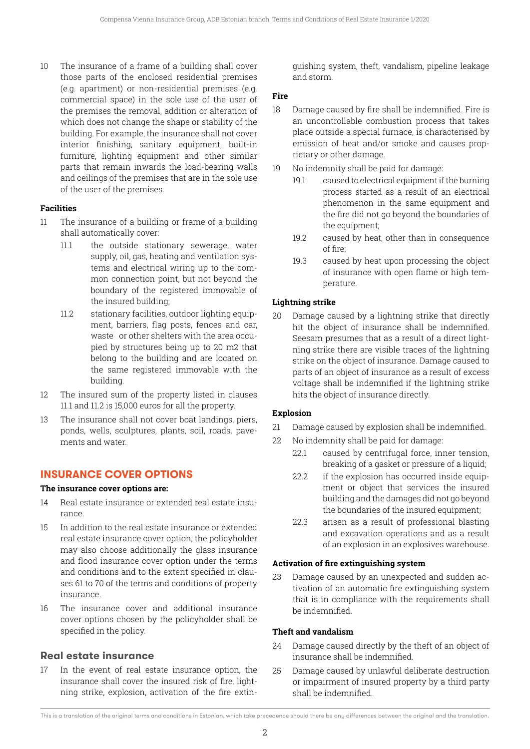10 The insurance of a frame of a building shall cover those parts of the enclosed residential premises (e.g. apartment) or non-residential premises (e.g. commercial space) in the sole use of the user of the premises the removal, addition or alteration of which does not change the shape or stability of the building. For example, the insurance shall not cover interior finishing, sanitary equipment, built-in furniture, lighting equipment and other similar parts that remain inwards the load-bearing walls and ceilings of the premises that are in the sole use of the user of the premises.

**Facilities**

11 The insurance of a building or frame of a building shall automatically cover:

- 11.1 the outside stationary sewerage, water supply, oil, gas, heating and ventilation systems and electrical wiring up to the common connection point, but not beyond the boundary of the registered immovable of the insured building;
- 11.2 stationary facilities, outdoor lighting equipment, barriers, flag posts, fences and car, waste or other shelters with the area occupied by structures being up to 20 m2 that belong to the building and are located on the same registered immovable with the building.

12 The insured sum of the property listed in clauses 11.1 and 11.2 is 15,000 euros for all the property.

13 The insurance shall not cover boat landings, piers, ponds, wells, sculptures, plants, soil, roads, pavements and water.

## INSURANCE COVER OPTIONS

**The insurance cover options are:**

14 Real estate insurance or extended real estate insurance.

15 In addition to the real estate insurance or extended real estate insurance cover option, the policyholder may also choose additionally the glass insurance and flood insurance cover option under the terms and conditions and to the extent specified in clauses 61 to 70 of the terms and conditions of property insurance.

16 The insurance cover and additional insurance cover options chosen by the policyholder shall be specified in the policy.

### Real estate insurance

17 In the event of real estate insurance option, the insurance shall cover the insured risk of fire, lightning strike, explosion, activation of the fire extinguishing system, theft, vandalism, pipeline leakage and storm.

**Fire**

18 Damage caused by fire shall be indemnified. Fire is an uncontrollable combustion process that takes place outside a special furnace, is characterised by emission of heat and/or smoke and causes proprietary or other damage.

19 No indemnity shall be paid for damage:

- 19.1 caused to electrical equipment if the burning process started as a result of an electrical phenomenon in the same equipment and the fire did not go beyond the boundaries of the equipment;
- 19.2 caused by heat, other than in consequence of fire;
- 19.3 caused by heat upon processing the object of insurance with open flame or high temperature.

**Lightning strike**

20 Damage caused by a lightning strike that directly hit the object of insurance shall be indemnified. Seesam presumes that as a result of a direct lightning strike there are visible traces of the lightning strike on the object of insurance. Damage caused to parts of an object of insurance as a result of excess voltage shall be indemnified if the lightning strike hits the object of insurance directly.

**Explosion**

21 Damage caused by explosion shall be indemnified.

22 No indemnity shall be paid for damage:

- 22.1 caused by centrifugal force, inner tension, breaking of a gasket or pressure of a liquid;
- 22.2 if the explosion has occurred inside equipment or object that services the insured building and the damages did not go beyond the boundaries of the insured equipment;
- 22.3 arisen as a result of professional blasting and excavation operations and as a result of an explosion in an explosives warehouse.

**Activation of fire extinguishing system**

23 Damage caused by an unexpected and sudden activation of an automatic fire extinguishing system that is in compliance with the requirements shall be indemnified.

**Theft and vandalism**

24 Damage caused directly by the theft of an object of insurance shall be indemnified.

25 Damage caused by unlawful deliberate destruction or impairment of insured property by a third party shall be indemnified.

This is a translation of the original terms and conditions in Estonian, which take precedence should there be any differences between the original and the translation.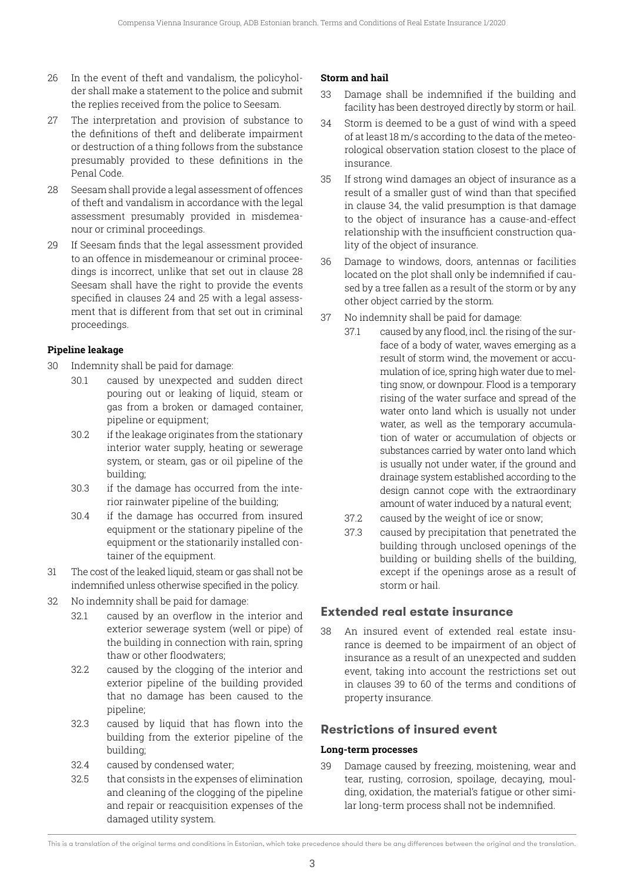26 In the event of theft and vandalism, the policyholder shall make a statement to the police and submit the replies received from the police to Seesam.

27 The interpretation and provision of substance to the definitions of theft and deliberate impairment or destruction of a thing follows from the substance presumably provided to these definitions in the Penal Code.

28 Seesam shall provide a legal assessment of offences of theft and vandalism in accordance with the legal assessment presumably provided in misdemeanour or criminal proceedings.

29 If Seesam finds that the legal assessment provided to an offence in misdemeanour or criminal proceedings is incorrect, unlike that set out in clause 28 Seesam shall have the right to provide the events specified in clauses 24 and 25 with a legal assessment that is different from that set out in criminal proceedings.

**Pipeline leakage**

30 Indemnity shall be paid for damage:

30.1 caused by unexpected and sudden direct pouring out or leaking of liquid, steam or gas from a broken or damaged container, pipeline or equipment;

30.2 if the leakage originates from the stationary interior water supply, heating or sewerage system, or steam, gas or oil pipeline of the building;

30.3 if the damage has occurred from the interior rainwater pipeline of the building;

30.4 if the damage has occurred from insured equipment or the stationary pipeline of the equipment or the stationarily installed container of the equipment.

31 The cost of the leaked liquid, steam or gas shall not be indemnified unless otherwise specified in the policy.

32 No indemnity shall be paid for damage:

32.1 caused by an overflow in the interior and exterior sewerage system (well or pipe) of the building in connection with rain, spring thaw or other floodwaters;

32.2 caused by the clogging of the interior and exterior pipeline of the building provided that no damage has been caused to the pipeline;

32.3 caused by liquid that has flown into the building from the exterior pipeline of the building;

32.4 caused by condensed water;

32.5 that consists in the expenses of elimination and cleaning of the clogging of the pipeline and repair or reacquisition expenses of the damaged utility system.

**Storm and hail**

33 Damage shall be indemnified if the building and facility has been destroyed directly by storm or hail.

34 Storm is deemed to be a gust of wind with a speed of at least 18 m/s according to the data of the meteorological observation station closest to the place of insurance.

35 If strong wind damages an object of insurance as a result of a smaller gust of wind than that specified in clause 34, the valid presumption is that damage to the object of insurance has a cause-and-effect relationship with the insufficient construction quality of the object of insurance.

36 Damage to windows, doors, antennas or facilities located on the plot shall only be indemnified if caused by a tree fallen as a result of the storm or by any other object carried by the storm.

37 No indemnity shall be paid for damage:

37.1 caused by any flood, incl. the rising of the surface of a body of water, waves emerging as a result of storm wind, the movement or accumulation of ice, spring high water due to melting snow, or downpour. Flood is a temporary rising of the water surface and spread of the water onto land which is usually not under water, as well as the temporary accumulation of water or accumulation of objects or substances carried by water onto land which is usually not under water, if the ground and drainage system established according to the design cannot cope with the extraordinary amount of water induced by a natural event;

37.2 caused by the weight of ice or snow;

37.3 caused by precipitation that penetrated the building through unclosed openings of the building or building shells of the building, except if the openings arose as a result of storm or hail.

## Extended real estate insurance

38 An insured event of extended real estate insurance is deemed to be impairment of an object of insurance as a result of an unexpected and sudden event, taking into account the restrictions set out in clauses 39 to 60 of the terms and conditions of property insurance.

## Restrictions of insured event

**Long-term processes**

39 Damage caused by freezing, moistening, wear and tear, rusting, corrosion, spoilage, decaying, moulding, oxidation, the material's fatigue or other similar long-term process shall not be indemnified.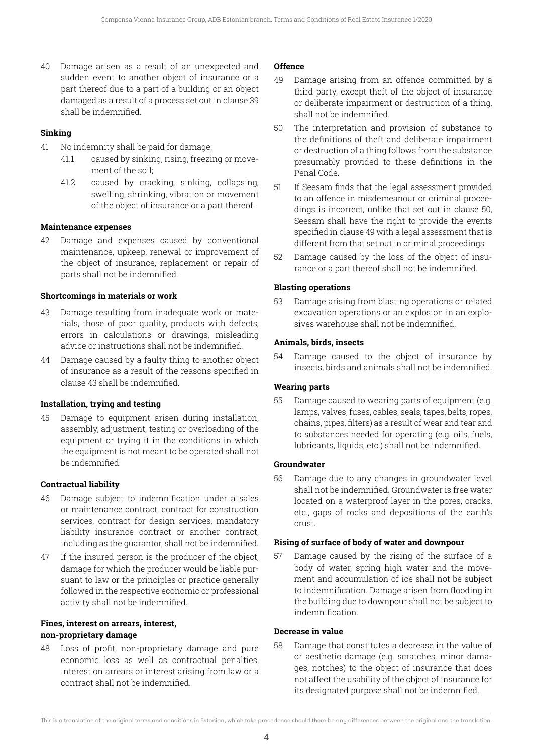40 Damage arisen as a result of an unexpected and sudden event to another object of insurance or a part thereof due to a part of a building or an object damaged as a result of a process set out in clause 39 shall be indemnified.

**Sinking**

41 No indemnity shall be paid for damage:

41.1 caused by sinking, rising, freezing or movement of the soil;

41.2 caused by cracking, sinking, collapsing, swelling, shrinking, vibration or movement of the object of insurance or a part thereof.

**Maintenance expenses**

42 Damage and expenses caused by conventional maintenance, upkeep, renewal or improvement of the object of insurance, replacement or repair of parts shall not be indemnified.

**Shortcomings in materials or work**

43 Damage resulting from inadequate work or materials, those of poor quality, products with defects, errors in calculations or drawings, misleading advice or instructions shall not be indemnified.

44 Damage caused by a faulty thing to another object of insurance as a result of the reasons specified in clause 43 shall be indemnified.

**Installation, trying and testing**

45 Damage to equipment arisen during installation, assembly, adjustment, testing or overloading of the equipment or trying it in the conditions in which the equipment is not meant to be operated shall not be indemnified.

**Contractual liability**

46 Damage subject to indemnification under a sales or maintenance contract, contract for construction services, contract for design services, mandatory liability insurance contract or another contract, including as the guarantor, shall not be indemnified.

47 If the insured person is the producer of the object, damage for which the producer would be liable pursuant to law or the principles or practice generally followed in the respective economic or professional activity shall not be indemnified.

**Fines, interest on arrears, interest, non-proprietary damage**

48 Loss of profit, non-proprietary damage and pure economic loss as well as contractual penalties, interest on arrears or interest arising from law or a contract shall not be indemnified.

**Offence**

49 Damage arising from an offence committed by a third party, except theft of the object of insurance or deliberate impairment or destruction of a thing, shall not be indemnified.

50 The interpretation and provision of substance to the definitions of theft and deliberate impairment or destruction of a thing follows from the substance presumably provided to these definitions in the Penal Code.

51 If Seesam finds that the legal assessment provided to an offence in misdemeanour or criminal proceedings is incorrect, unlike that set out in clause 50, Seesam shall have the right to provide the events specified in clause 49 with a legal assessment that is different from that set out in criminal proceedings.

52 Damage caused by the loss of the object of insurance or a part thereof shall not be indemnified.

**Blasting operations**

53 Damage arising from blasting operations or related excavation operations or an explosion in an explosives warehouse shall not be indemnified.

**Animals, birds, insects**

54 Damage caused to the object of insurance by insects, birds and animals shall not be indemnified.

**Wearing parts**

55 Damage caused to wearing parts of equipment (e.g. lamps, valves, fuses, cables, seals, tapes, belts, ropes, chains, pipes, filters) as a result of wear and tear and to substances needed for operating (e.g. oils, fuels, lubricants, liquids, etc.) shall not be indemnified.

**Groundwater**

56 Damage due to any changes in groundwater level shall not be indemnified. Groundwater is free water located on a waterproof layer in the pores, cracks, etc., gaps of rocks and depositions of the earth's crust.

**Rising of surface of body of water and downpour**

57 Damage caused by the rising of the surface of a body of water, spring high water and the movement and accumulation of ice shall not be subject to indemnification. Damage arisen from flooding in the building due to downpour shall not be subject to indemnification.

**Decrease in value**

58 Damage that constitutes a decrease in the value of or aesthetic damage (e.g. scratches, minor damages, notches) to the object of insurance that does not affect the usability of the object of insurance for its designated purpose shall not be indemnified.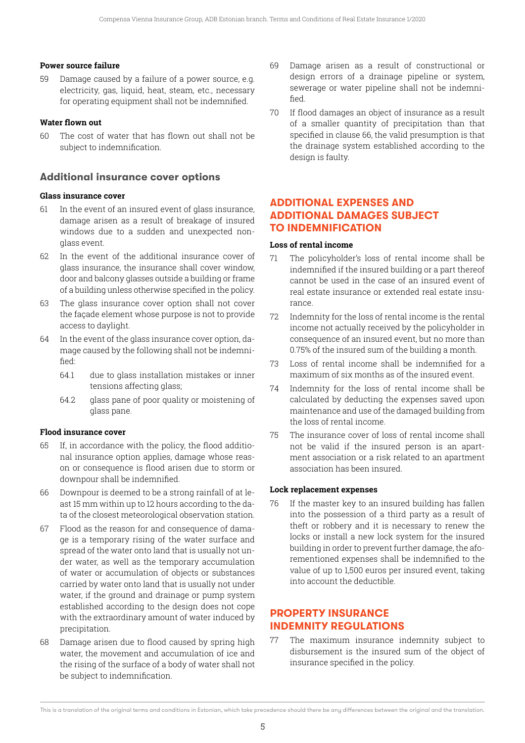**Power source failure**

59 Damage caused by a failure of a power source, e.g. electricity, gas, liquid, heat, steam, etc., necessary for operating equipment shall not be indemnified.

**Water flown out**

60 The cost of water that has flown out shall not be subject to indemnification.

### Additional insurance cover options

**Glass insurance cover**

61 In the event of an insured event of glass insurance, damage arisen as a result of breakage of insured windows due to a sudden and unexpected non-glass event.

62 In the event of the additional insurance cover of glass insurance, the insurance shall cover window, door and balcony glasses outside a building or frame of a building unless otherwise specified in the policy.

63 The glass insurance cover option shall not cover the façade element whose purpose is not to provide access to daylight.

64 In the event of the glass insurance cover option, damage caused by the following shall not be indemnified:

64.1 due to glass installation mistakes or inner tensions affecting glass;

64.2 glass pane of poor quality or moistening of glass pane.

**Flood insurance cover**

65 If, in accordance with the policy, the flood additional insurance option applies, damage whose reason or consequence is flood arisen due to storm or downpour shall be indemnified.

66 Downpour is deemed to be a strong rainfall of at least 15 mm within up to 12 hours according to the data of the closest meteorological observation station.

67 Flood as the reason for and consequence of damage is a temporary rising of the water surface and spread of the water onto land that is usually not under water, as well as the temporary accumulation of water or accumulation of objects or substances carried by water onto land that is usually not under water, if the ground and drainage or pump system established according to the design does not cope with the extraordinary amount of water induced by precipitation.

68 Damage arisen due to flood caused by spring high water, the movement and accumulation of ice and the rising of the surface of a body of water shall not be subject to indemnification.

69 Damage arisen as a result of constructional or design errors of a drainage pipeline or system, sewerage or water pipeline shall not be indemnified.

70 If flood damages an object of insurance as a result of a smaller quantity of precipitation than that specified in clause 66, the valid presumption is that the drainage system established according to the design is faulty.

## ADDITIONAL EXPENSES AND ADDITIONAL DAMAGES SUBJECT TO INDEMNIFICATION

**Loss of rental income**

71 The policyholder's loss of rental income shall be indemnified if the insured building or a part thereof cannot be used in the case of an insured event of real estate insurance or extended real estate insurance.

72 Indemnity for the loss of rental income is the rental income not actually received by the policyholder in consequence of an insured event, but no more than 0.75% of the insured sum of the building a month.

73 Loss of rental income shall be indemnified for a maximum of six months as of the insured event.

74 Indemnity for the loss of rental income shall be calculated by deducting the expenses saved upon maintenance and use of the damaged building from the loss of rental income.

75 The insurance cover of loss of rental income shall not be valid if the insured person is an apartment association or a risk related to an apartment association has been insured.

**Lock replacement expenses**

76 If the master key to an insured building has fallen into the possession of a third party as a result of theft or robbery and it is necessary to renew the locks or install a new lock system for the insured building in order to prevent further damage, the aforementioned expenses shall be indemnified to the value of up to 1,500 euros per insured event, taking into account the deductible.

## PROPERTY INSURANCE INDEMNITY REGULATIONS

77 The maximum insurance indemnity subject to disbursement is the insured sum of the object of insurance specified in the policy.

This is a translation of the original terms and conditions in Estonian, which take precedence should there be any differences between the original and the translation.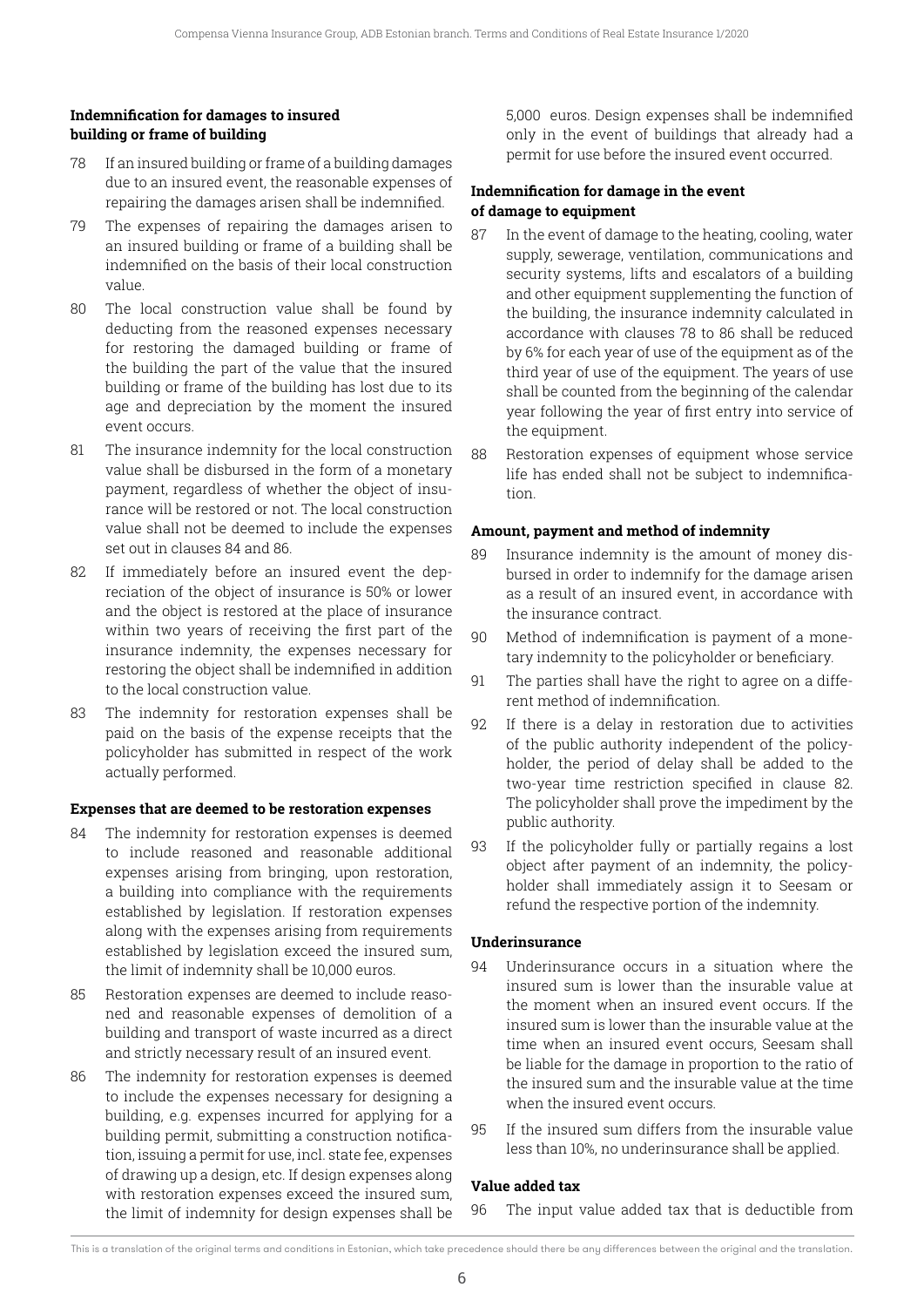### Indemnification for damages to insured building or frame of building

78 If an insured building or frame of a building damages due to an insured event, the reasonable expenses of repairing the damages arisen shall be indemnified.

79 The expenses of repairing the damages arisen to an insured building or frame of a building shall be indemnified on the basis of their local construction value.

80 The local construction value shall be found by deducting from the reasoned expenses necessary for restoring the damaged building or frame of the building the part of the value that the insured building or frame of the building has lost due to its age and depreciation by the moment the insured event occurs.

81 The insurance indemnity for the local construction value shall be disbursed in the form of a monetary payment, regardless of whether the object of insurance will be restored or not. The local construction value shall not be deemed to include the expenses set out in clauses 84 and 86.

82 If immediately before an insured event the depreciation of the object of insurance is 50% or lower and the object is restored at the place of insurance within two years of receiving the first part of the insurance indemnity, the expenses necessary for restoring the object shall be indemnified in addition to the local construction value.

83 The indemnity for restoration expenses shall be paid on the basis of the expense receipts that the policyholder has submitted in respect of the work actually performed.

### Expenses that are deemed to be restoration expenses

84 The indemnity for restoration expenses is deemed to include reasoned and reasonable additional expenses arising from bringing, upon restoration, a building into compliance with the requirements established by legislation. If restoration expenses along with the expenses arising from requirements established by legislation exceed the insured sum, the limit of indemnity shall be 10,000 euros.

85 Restoration expenses are deemed to include reasoned and reasonable expenses of demolition of a building and transport of waste incurred as a direct and strictly necessary result of an insured event.

86 The indemnity for restoration expenses is deemed to include the expenses necessary for designing a building, e.g. expenses incurred for applying for a building permit, submitting a construction notification, issuing a permit for use, incl. state fee, expenses of drawing up a design, etc. If design expenses along with restoration expenses exceed the insured sum, the limit of indemnity for design expenses shall be 5,000 euros. Design expenses shall be indemnified only in the event of buildings that already had a permit for use before the insured event occurred.

### Indemnification for damage in the event of damage to equipment

87 In the event of damage to the heating, cooling, water supply, sewerage, ventilation, communications and security systems, lifts and escalators of a building and other equipment supplementing the function of the building, the insurance indemnity calculated in accordance with clauses 78 to 86 shall be reduced by 6% for each year of use of the equipment as of the third year of use of the equipment. The years of use shall be counted from the beginning of the calendar year following the year of first entry into service of the equipment.

88 Restoration expenses of equipment whose service life has ended shall not be subject to indemnification.

### Amount, payment and method of indemnity

89 Insurance indemnity is the amount of money disbursed in order to indemnify for the damage arisen as a result of an insured event, in accordance with the insurance contract.

90 Method of indemnification is payment of a monetary indemnity to the policyholder or beneficiary.

91 The parties shall have the right to agree on a different method of indemnification.

92 If there is a delay in restoration due to activities of the public authority independent of the policyholder, the period of delay shall be added to the two-year time restriction specified in clause 82. The policyholder shall prove the impediment by the public authority.

93 If the policyholder fully or partially regains a lost object after payment of an indemnity, the policyholder shall immediately assign it to Seesam or refund the respective portion of the indemnity.

### Underinsurance

94 Underinsurance occurs in a situation where the insured sum is lower than the insurable value at the moment when an insured event occurs. If the insured sum is lower than the insurable value at the time when an insured event occurs, Seesam shall be liable for the damage in proportion to the ratio of the insured sum and the insurable value at the time when the insured event occurs.

95 If the insured sum differs from the insurable value less than 10%, no underinsurance shall be applied.

### Value added tax

96 The input value added tax that is deductible from

This is a translation of the original terms and conditions in Estonian, which take precedence should there be any differences between the original and the translation.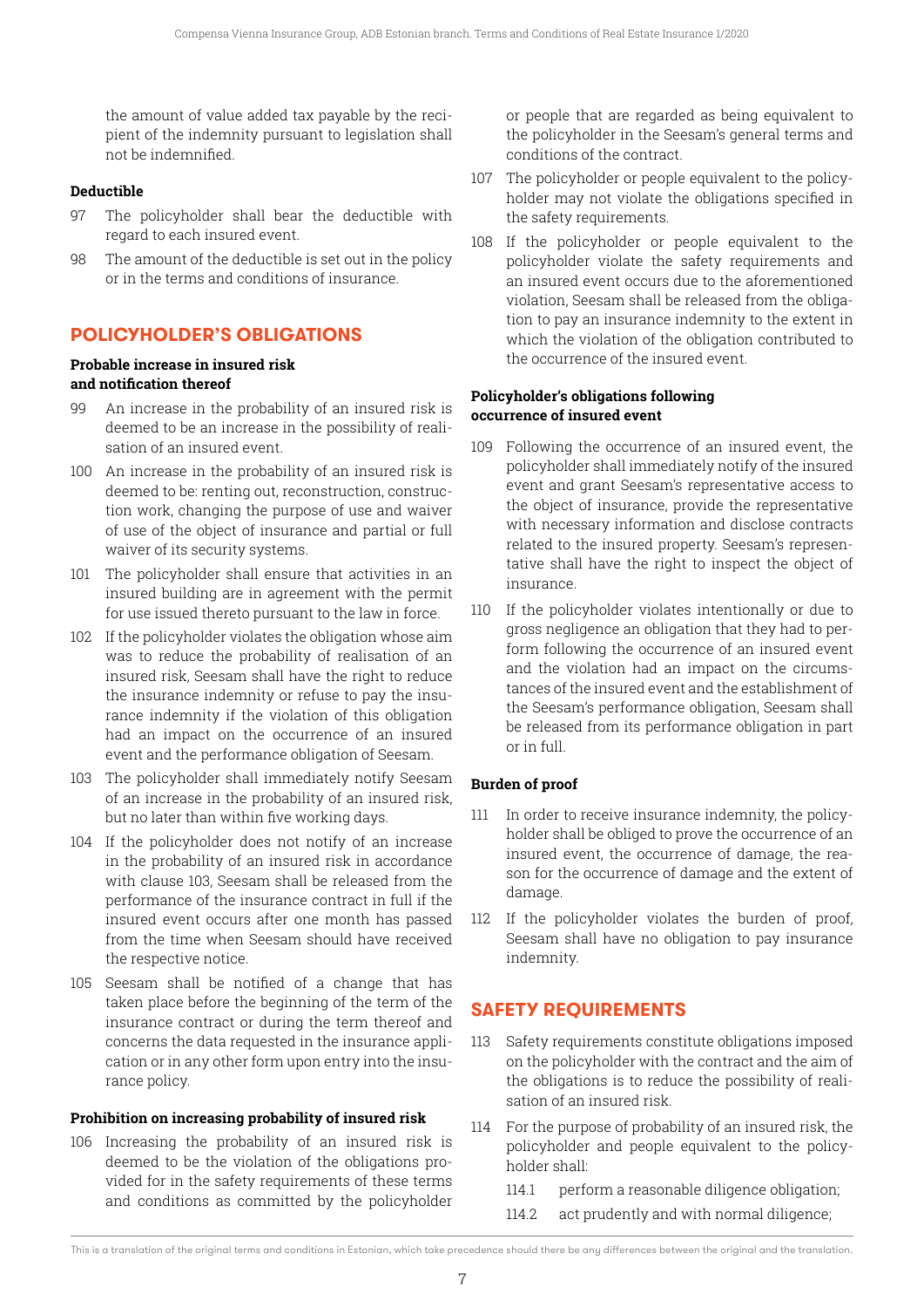the amount of value added tax payable by the recipient of the indemnity pursuant to legislation shall not be indemnified.

**Deductible**

97 The policyholder shall bear the deductible with regard to each insured event.

98 The amount of the deductible is set out in the policy or in the terms and conditions of insurance.

## POLICYHOLDER'S OBLIGATIONS

**Probable increase in insured risk and notification thereof**

99 An increase in the probability of an insured risk is deemed to be an increase in the possibility of realisation of an insured event.

100 An increase in the probability of an insured risk is deemed to be: renting out, reconstruction, construction work, changing the purpose of use and waiver of use of the object of insurance and partial or full waiver of its security systems.

101 The policyholder shall ensure that activities in an insured building are in agreement with the permit for use issued thereto pursuant to the law in force.

102 If the policyholder violates the obligation whose aim was to reduce the probability of realisation of an insured risk, Seesam shall have the right to reduce the insurance indemnity or refuse to pay the insurance indemnity if the violation of this obligation had an impact on the occurrence of an insured event and the performance obligation of Seesam.

103 The policyholder shall immediately notify Seesam of an increase in the probability of an insured risk, but no later than within five working days.

104 If the policyholder does not notify of an increase in the probability of an insured risk in accordance with clause 103, Seesam shall be released from the performance of the insurance contract in full if the insured event occurs after one month has passed from the time when Seesam should have received the respective notice.

105 Seesam shall be notified of a change that has taken place before the beginning of the term of the insurance contract or during the term thereof and concerns the data requested in the insurance application or in any other form upon entry into the insurance policy.

**Prohibition on increasing probability of insured risk**

106 Increasing the probability of an insured risk is deemed to be the violation of the obligations provided for in the safety requirements of these terms and conditions as committed by the policyholder or people that are regarded as being equivalent to the policyholder in the Seesam's general terms and conditions of the contract.

107 The policyholder or people equivalent to the policyholder may not violate the obligations specified in the safety requirements.

108 If the policyholder or people equivalent to the policyholder violate the safety requirements and an insured event occurs due to the aforementioned violation, Seesam shall be released from the obligation to pay an insurance indemnity to the extent in which the violation of the obligation contributed to the occurrence of the insured event.

**Policyholder's obligations following occurrence of insured event**

109 Following the occurrence of an insured event, the policyholder shall immediately notify of the insured event and grant Seesam's representative access to the object of insurance, provide the representative with necessary information and disclose contracts related to the insured property. Seesam's representative shall have the right to inspect the object of insurance.

110 If the policyholder violates intentionally or due to gross negligence an obligation that they had to perform following the occurrence of an insured event and the violation had an impact on the circumstances of the insured event and the establishment of the Seesam's performance obligation, Seesam shall be released from its performance obligation in part or in full.

**Burden of proof**

111 In order to receive insurance indemnity, the policyholder shall be obliged to prove the occurrence of an insured event, the occurrence of damage, the reason for the occurrence of damage and the extent of damage.

112 If the policyholder violates the burden of proof, Seesam shall have no obligation to pay insurance indemnity.

## SAFETY REQUIREMENTS

113 Safety requirements constitute obligations imposed on the policyholder with the contract and the aim of the obligations is to reduce the possibility of realisation of an insured risk.

114 For the purpose of probability of an insured risk, the policyholder and people equivalent to the policyholder shall:

- 114.1 perform a reasonable diligence obligation;
- 114.2 act prudently and with normal diligence;

This is a translation of the original terms and conditions in Estonian, which take precedence should there be any differences between the original and the translation.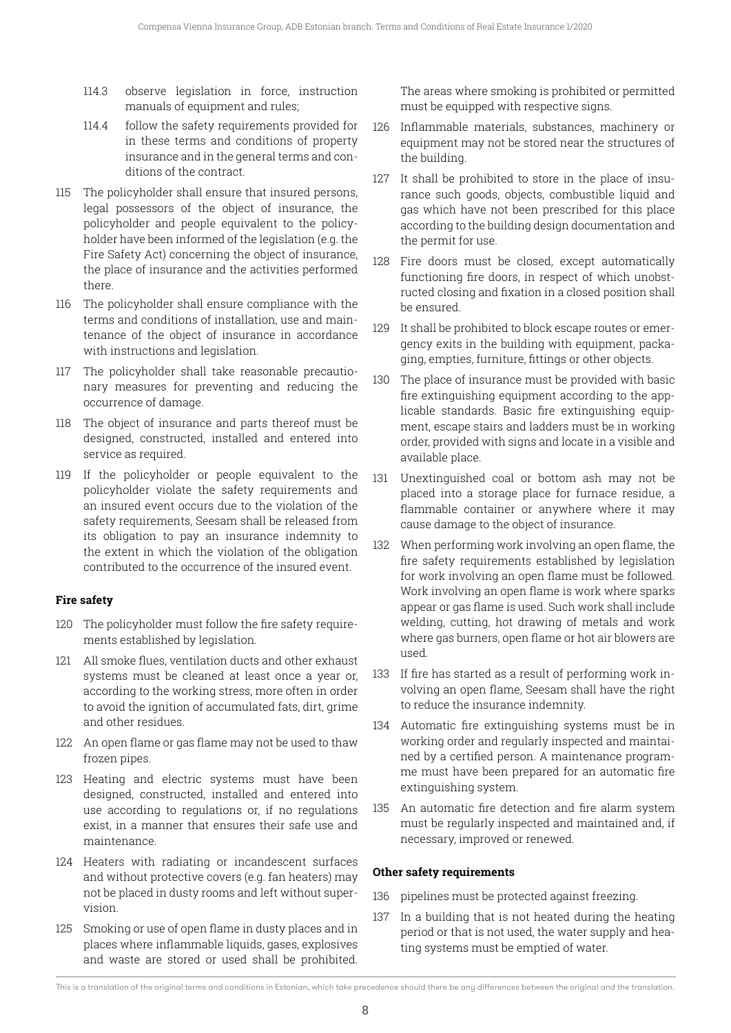114.3 observe legislation in force, instruction manuals of equipment and rules;

114.4 follow the safety requirements provided for in these terms and conditions of property insurance and in the general terms and conditions of the contract.

115 The policyholder shall ensure that insured persons, legal possessors of the object of insurance, the policyholder and people equivalent to the policyholder have been informed of the legislation (e.g. the Fire Safety Act) concerning the object of insurance, the place of insurance and the activities performed there.

116 The policyholder shall ensure compliance with the terms and conditions of installation, use and maintenance of the object of insurance in accordance with instructions and legislation.

117 The policyholder shall take reasonable precautionary measures for preventing and reducing the occurrence of damage.

118 The object of insurance and parts thereof must be designed, constructed, installed and entered into service as required.

119 If the policyholder or people equivalent to the policyholder violate the safety requirements and an insured event occurs due to the violation of the safety requirements, Seesam shall be released from its obligation to pay an insurance indemnity to the extent in which the violation of the obligation contributed to the occurrence of the insured event.

**Fire safety**

120 The policyholder must follow the fire safety requirements established by legislation.

121 All smoke flues, ventilation ducts and other exhaust systems must be cleaned at least once a year or, according to the working stress, more often in order to avoid the ignition of accumulated fats, dirt, grime and other residues.

122 An open flame or gas flame may not be used to thaw frozen pipes.

123 Heating and electric systems must have been designed, constructed, installed and entered into use according to regulations or, if no regulations exist, in a manner that ensures their safe use and maintenance.

124 Heaters with radiating or incandescent surfaces and without protective covers (e.g. fan heaters) may not be placed in dusty rooms and left without supervision.

125 Smoking or use of open flame in dusty places and in places where inflammable liquids, gases, explosives and waste are stored or used shall be prohibited. The areas where smoking is prohibited or permitted must be equipped with respective signs.

126 Inflammable materials, substances, machinery or equipment may not be stored near the structures of the building.

127 It shall be prohibited to store in the place of insurance such goods, objects, combustible liquid and gas which have not been prescribed for this place according to the building design documentation and the permit for use.

128 Fire doors must be closed, except automatically functioning fire doors, in respect of which unobstructed closing and fixation in a closed position shall be ensured.

129 It shall be prohibited to block escape routes or emergency exits in the building with equipment, packaging, empties, furniture, fittings or other objects.

130 The place of insurance must be provided with basic fire extinguishing equipment according to the applicable standards. Basic fire extinguishing equipment, escape stairs and ladders must be in working order, provided with signs and locate in a visible and available place.

131 Unextinguished coal or bottom ash may not be placed into a storage place for furnace residue, a flammable container or anywhere where it may cause damage to the object of insurance.

132 When performing work involving an open flame, the fire safety requirements established by legislation for work involving an open flame must be followed. Work involving an open flame is work where sparks appear or gas flame is used. Such work shall include welding, cutting, hot drawing of metals and work where gas burners, open flame or hot air blowers are used.

133 If fire has started as a result of performing work involving an open flame, Seesam shall have the right to reduce the insurance indemnity.

134 Automatic fire extinguishing systems must be in working order and regularly inspected and maintained by a certified person. A maintenance programme must have been prepared for an automatic fire extinguishing system.

135 An automatic fire detection and fire alarm system must be regularly inspected and maintained and, if necessary, improved or renewed.

**Other safety requirements**

136 pipelines must be protected against freezing.

137 In a building that is not heated during the heating period or that is not used, the water supply and heating systems must be emptied of water.

This is a translation of the original terms and conditions in Estonian, which take precedence should there be any differences between the original and the translation.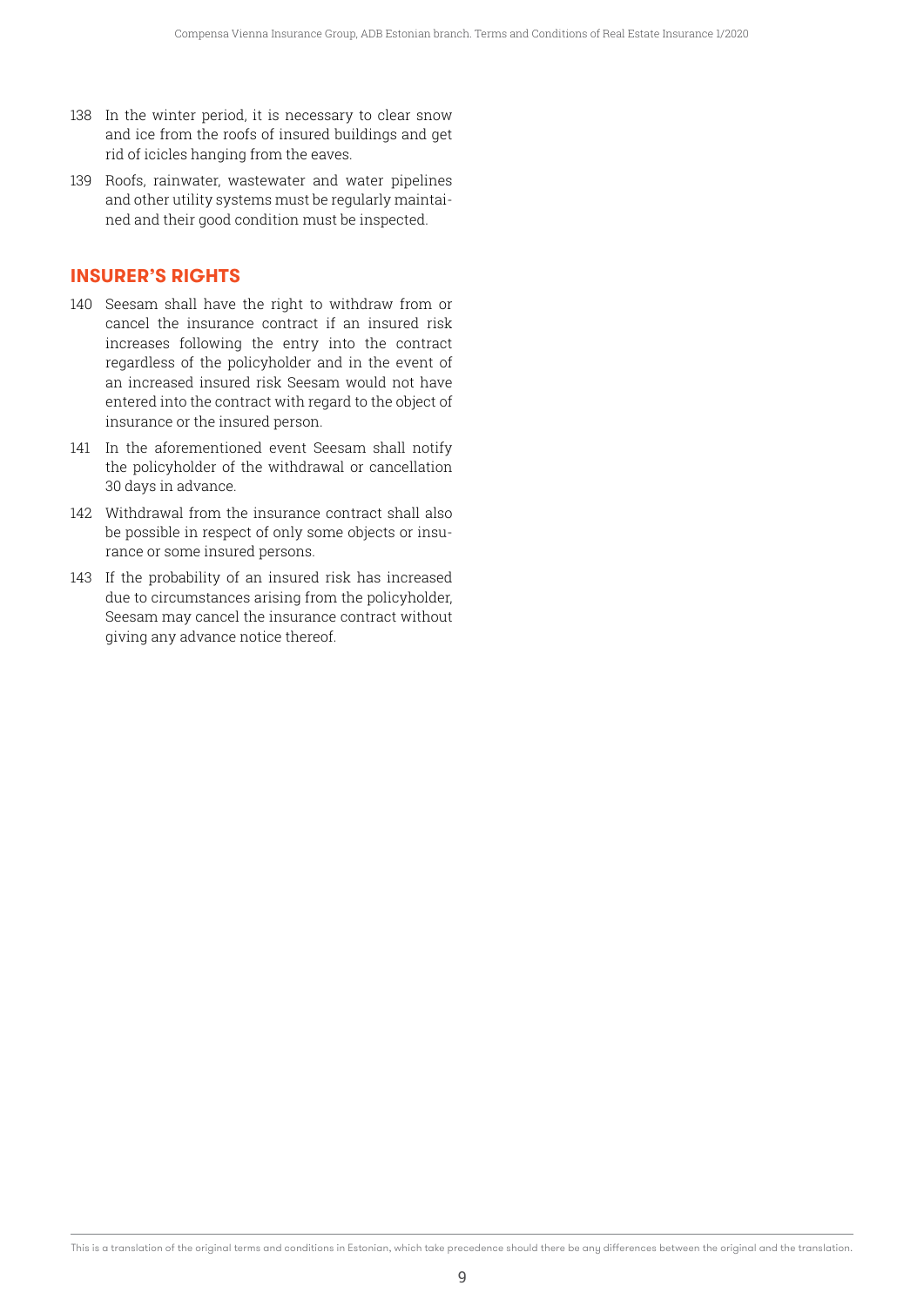138 In the winter period, it is necessary to clear snow and ice from the roofs of insured buildings and get rid of icicles hanging from the eaves.

139 Roofs, rainwater, wastewater and water pipelines and other utility systems must be regularly maintained and their good condition must be inspected.

## INSURER'S RIGHTS

140 Seesam shall have the right to withdraw from or cancel the insurance contract if an insured risk increases following the entry into the contract regardless of the policyholder and in the event of an increased insured risk Seesam would not have entered into the contract with regard to the object of insurance or the insured person.

141 In the aforementioned event Seesam shall notify the policyholder of the withdrawal or cancellation 30 days in advance.

142 Withdrawal from the insurance contract shall also be possible in respect of only some objects or insurance or some insured persons.

143 If the probability of an insured risk has increased due to circumstances arising from the policyholder, Seesam may cancel the insurance contract without giving any advance notice thereof.

This is a translation of the original terms and conditions in Estonian, which take precedence should there be any differences between the original and the translation.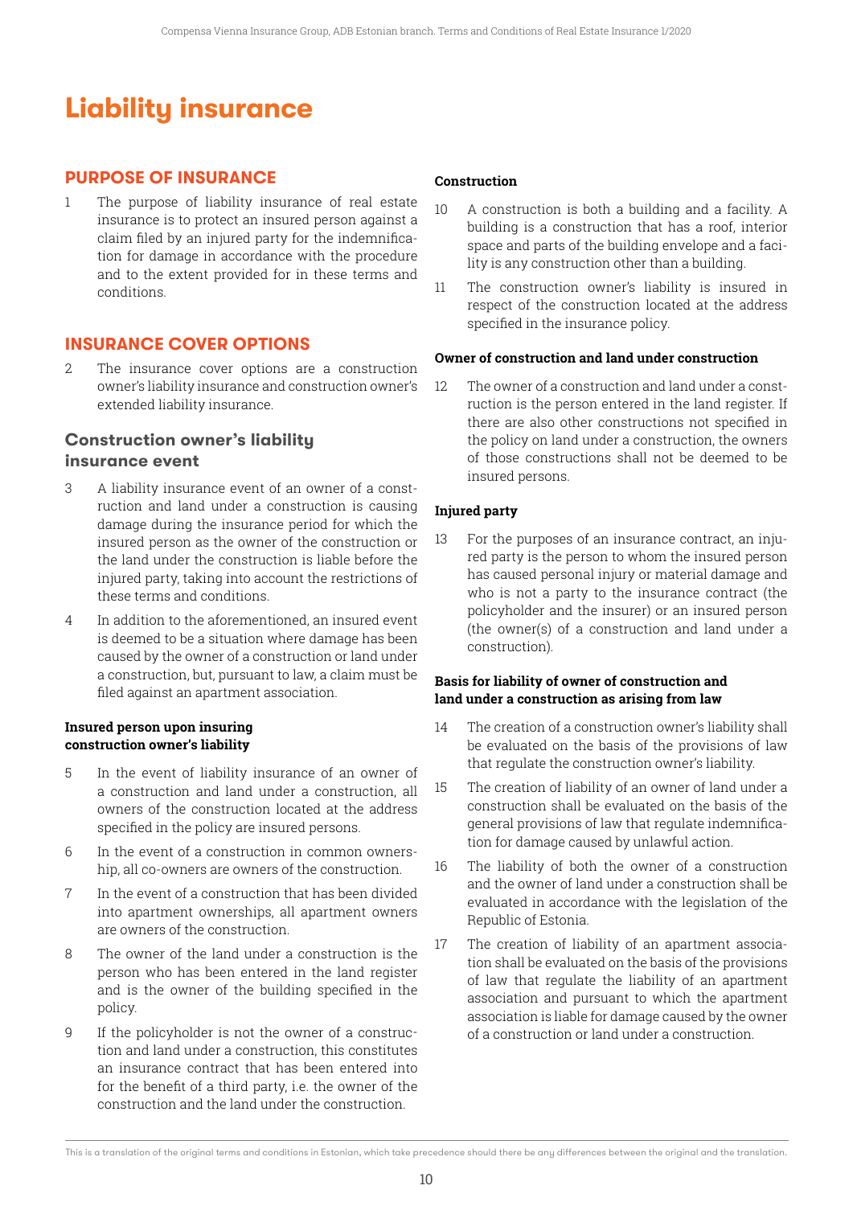# Liability insurance

## PURPOSE OF INSURANCE

1 The purpose of liability insurance of real estate insurance is to protect an insured person against a claim filed by an injured party for the indemnification for damage in accordance with the procedure and to the extent provided for in these terms and conditions.

## INSURANCE COVER OPTIONS

2 The insurance cover options are a construction owner's liability insurance and construction owner's extended liability insurance.

### Construction owner's liability insurance event

3 A liability insurance event of an owner of a construction and land under a construction is causing damage during the insurance period for which the insured person as the owner of the construction or the land under the construction is liable before the injured party, taking into account the restrictions of these terms and conditions.

4 In addition to the aforementioned, an insured event is deemed to be a situation where damage has been caused by the owner of a construction or land under a construction, but, pursuant to law, a claim must be filed against an apartment association.

**Insured person upon insuring construction owner's liability**

5 In the event of liability insurance of an owner of a construction and land under a construction, all owners of the construction located at the address specified in the policy are insured persons.

6 In the event of a construction in common ownership, all co-owners are owners of the construction.

7 In the event of a construction that has been divided into apartment ownerships, all apartment owners are owners of the construction.

8 The owner of the land under a construction is the person who has been entered in the land register and is the owner of the building specified in the policy.

9 If the policyholder is not the owner of a construction and land under a construction, this constitutes an insurance contract that has been entered into for the benefit of a third party, i.e. the owner of the construction and the land under the construction.

**Construction**

10 A construction is both a building and a facility. A building is a construction that has a roof, interior space and parts of the building envelope and a facility is any construction other than a building.

11 The construction owner's liability is insured in respect of the construction located at the address specified in the insurance policy.

**Owner of construction and land under construction**

12 The owner of a construction and land under a construction is the person entered in the land register. If there are also other constructions not specified in the policy on land under a construction, the owners of those constructions shall not be deemed to be insured persons.

**Injured party**

13 For the purposes of an insurance contract, an injured party is the person to whom the insured person has caused personal injury or material damage and who is not a party to the insurance contract (the policyholder and the insurer) or an insured person (the owner(s) of a construction and land under a construction).

**Basis for liability of owner of construction and land under a construction as arising from law**

14 The creation of a construction owner's liability shall be evaluated on the basis of the provisions of law that regulate the construction owner's liability.

15 The creation of liability of an owner of land under a construction shall be evaluated on the basis of the general provisions of law that regulate indemnification for damage caused by unlawful action.

16 The liability of both the owner of a construction and the owner of land under a construction shall be evaluated in accordance with the legislation of the Republic of Estonia.

17 The creation of liability of an apartment association shall be evaluated on the basis of the provisions of law that regulate the liability of an apartment association and pursuant to which the apartment association is liable for damage caused by the owner of a construction or land under a construction.

This is a translation of the original terms and conditions in Estonian, which take precedence should there be any differences between the original and the translation.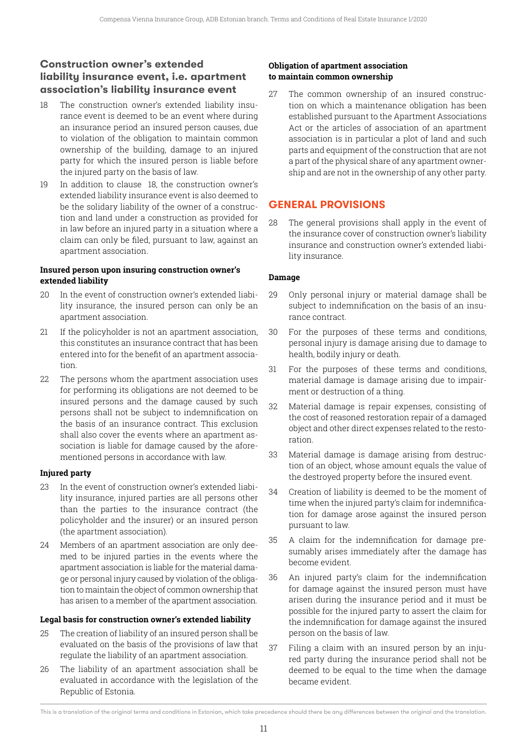### Construction owner's extended liability insurance event, i.e. apartment association's liability insurance event

18 The construction owner's extended liability insurance event is deemed to be an event where during an insurance period an insured person causes, due to violation of the obligation to maintain common ownership of the building, damage to an injured party for which the insured person is liable before the injured party on the basis of law.

19 In addition to clause 18, the construction owner's extended liability insurance event is also deemed to be the solidary liability of the owner of a construction and land under a construction as provided for in law before an injured party in a situation where a claim can only be filed, pursuant to law, against an apartment association.

**Insured person upon insuring construction owner's extended liability**

20 In the event of construction owner's extended liability insurance, the insured person can only be an apartment association.

21 If the policyholder is not an apartment association, this constitutes an insurance contract that has been entered into for the benefit of an apartment association.

22 The persons whom the apartment association uses for performing its obligations are not deemed to be insured persons and the damage caused by such persons shall not be subject to indemnification on the basis of an insurance contract. This exclusion shall also cover the events where an apartment association is liable for damage caused by the aforementioned persons in accordance with law.

**Injured party**

23 In the event of construction owner's extended liability insurance, injured parties are all persons other than the parties to the insurance contract (the policyholder and the insurer) or an insured person (the apartment association).

24 Members of an apartment association are only deemed to be injured parties in the events where the apartment association is liable for the material damage or personal injury caused by violation of the obligation to maintain the object of common ownership that has arisen to a member of the apartment association.

**Legal basis for construction owner's extended liability**

25 The creation of liability of an insured person shall be evaluated on the basis of the provisions of law that regulate the liability of an apartment association.

26 The liability of an apartment association shall be evaluated in accordance with the legislation of the Republic of Estonia.

**Obligation of apartment association to maintain common ownership**

27 The common ownership of an insured construction on which a maintenance obligation has been established pursuant to the Apartment Associations Act or the articles of association of an apartment association is in particular a plot of land and such parts and equipment of the construction that are not a part of the physical share of any apartment ownership and are not in the ownership of any other party.

## GENERAL PROVISIONS

28 The general provisions shall apply in the event of the insurance cover of construction owner's liability insurance and construction owner's extended liability insurance.

**Damage**

29 Only personal injury or material damage shall be subject to indemnification on the basis of an insurance contract.

30 For the purposes of these terms and conditions, personal injury is damage arising due to damage to health, bodily injury or death.

31 For the purposes of these terms and conditions, material damage is damage arising due to impairment or destruction of a thing.

32 Material damage is repair expenses, consisting of the cost of reasoned restoration repair of a damaged object and other direct expenses related to the restoration.

33 Material damage is damage arising from destruction of an object, whose amount equals the value of the destroyed property before the insured event.

34 Creation of liability is deemed to be the moment of time when the injured party's claim for indemnification for damage arose against the insured person pursuant to law.

35 A claim for the indemnification for damage presumably arises immediately after the damage has become evident.

36 An injured party's claim for the indemnification for damage against the insured person must have arisen during the insurance period and it must be possible for the injured party to assert the claim for the indemnification for damage against the insured person on the basis of law.

37 Filing a claim with an insured person by an injured party during the insurance period shall not be deemed to be equal to the time when the damage became evident.

This is a translation of the original terms and conditions in Estonian, which take precedence should there be any differences between the original and the translation.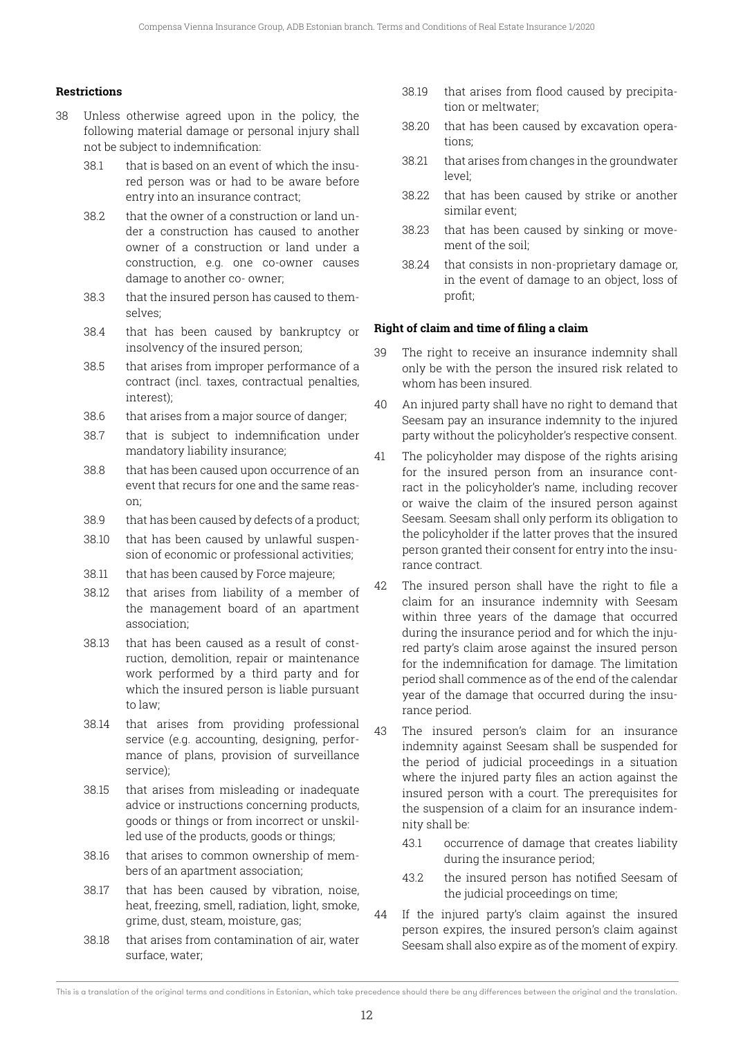### Restrictions

38 Unless otherwise agreed upon in the policy, the following material damage or personal injury shall not be subject to indemnification:

- 38.1 that is based on an event of which the insured person was or had to be aware before entry into an insurance contract;
- 38.2 that the owner of a construction or land under a construction has caused to another owner of a construction or land under a construction, e.g. one co-owner causes damage to another co- owner;
- 38.3 that the insured person has caused to themselves;
- 38.4 that has been caused by bankruptcy or insolvency of the insured person;
- 38.5 that arises from improper performance of a contract (incl. taxes, contractual penalties, interest);
- 38.6 that arises from a major source of danger;
- 38.7 that is subject to indemnification under mandatory liability insurance;
- 38.8 that has been caused upon occurrence of an event that recurs for one and the same reason;
- 38.9 that has been caused by defects of a product;
- 38.10 that has been caused by unlawful suspension of economic or professional activities;
- 38.11 that has been caused by Force majeure;
- 38.12 that arises from liability of a member of the management board of an apartment association;
- 38.13 that has been caused as a result of construction, demolition, repair or maintenance work performed by a third party and for which the insured person is liable pursuant to law;
- 38.14 that arises from providing professional service (e.g. accounting, designing, performance of plans, provision of surveillance service);
- 38.15 that arises from misleading or inadequate advice or instructions concerning products, goods or things or from incorrect or unskilled use of the products, goods or things;
- 38.16 that arises to common ownership of members of an apartment association;
- 38.17 that has been caused by vibration, noise, heat, freezing, smell, radiation, light, smoke, grime, dust, steam, moisture, gas;
- 38.18 that arises from contamination of air, water surface, water;
- 38.19 that arises from flood caused by precipitation or meltwater;
- 38.20 that has been caused by excavation operations;
- 38.21 that arises from changes in the groundwater level;
- 38.22 that has been caused by strike or another similar event;
- 38.23 that has been caused by sinking or movement of the soil;
- 38.24 that consists in non-proprietary damage or, in the event of damage to an object, loss of profit;

### Right of claim and time of filing a claim

39 The right to receive an insurance indemnity shall only be with the person the insured risk related to whom has been insured.

40 An injured party shall have no right to demand that Seesam pay an insurance indemnity to the injured party without the policyholder's respective consent.

41 The policyholder may dispose of the rights arising for the insured person from an insurance contract in the policyholder's name, including recover or waive the claim of the insured person against Seesam. Seesam shall only perform its obligation to the policyholder if the latter proves that the insured person granted their consent for entry into the insurance contract.

42 The insured person shall have the right to file a claim for an insurance indemnity with Seesam within three years of the damage that occurred during the insurance period and for which the injured party's claim arose against the insured person for the indemnification for damage. The limitation period shall commence as of the end of the calendar year of the damage that occurred during the insurance period.

43 The insured person's claim for an insurance indemnity against Seesam shall be suspended for the period of judicial proceedings in a situation where the injured party files an action against the insured person with a court. The prerequisites for the suspension of a claim for an insurance indemnity shall be:

- 43.1 occurrence of damage that creates liability during the insurance period;
- 43.2 the insured person has notified Seesam of the judicial proceedings on time;

44 If the injured party's claim against the insured person expires, the insured person's claim against Seesam shall also expire as of the moment of expiry.

This is a translation of the original terms and conditions in Estonian, which take precedence should there be any differences between the original and the translation.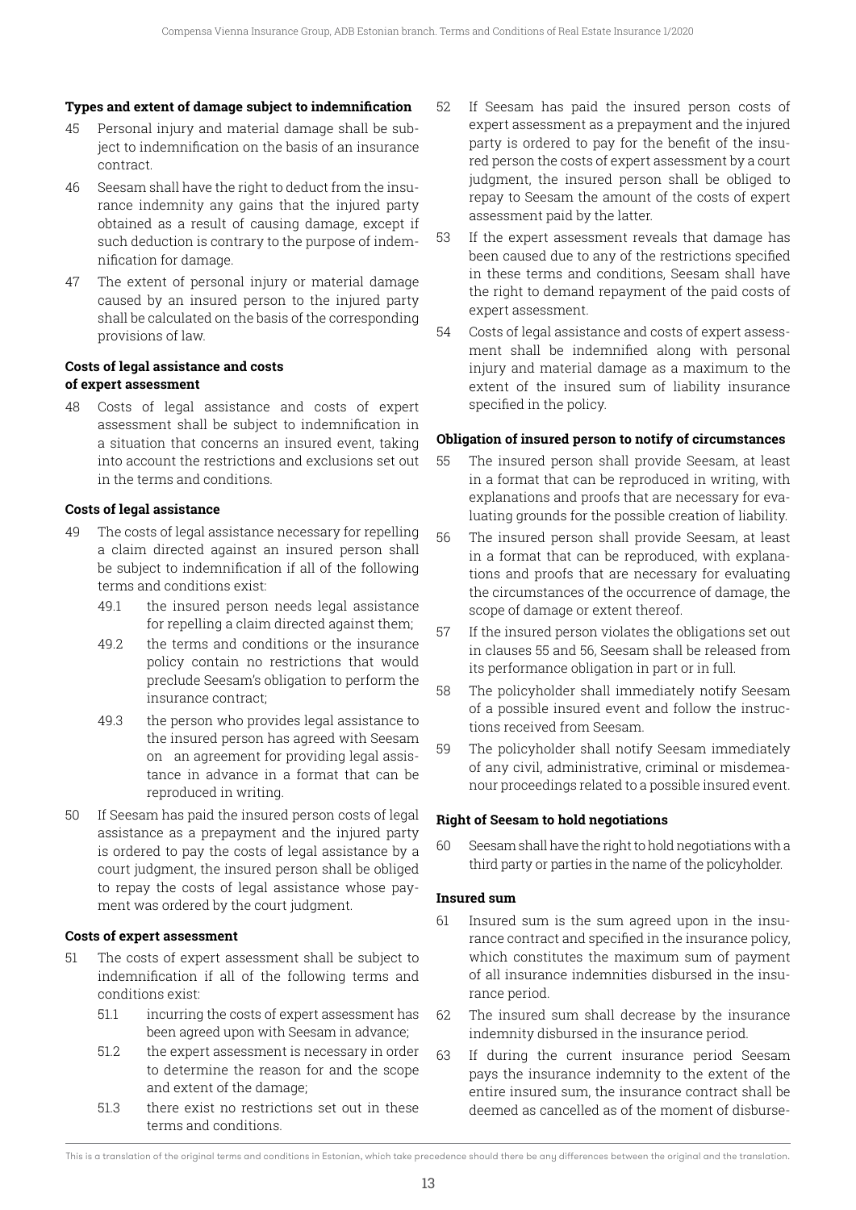**Types and extent of damage subject to indemnification**

45 Personal injury and material damage shall be subject to indemnification on the basis of an insurance contract.

46 Seesam shall have the right to deduct from the insurance indemnity any gains that the injured party obtained as a result of causing damage, except if such deduction is contrary to the purpose of indemnification for damage.

47 The extent of personal injury or material damage caused by an insured person to the injured party shall be calculated on the basis of the corresponding provisions of law.

**Costs of legal assistance and costs of expert assessment**

48 Costs of legal assistance and costs of expert assessment shall be subject to indemnification in a situation that concerns an insured event, taking into account the restrictions and exclusions set out in the terms and conditions.

**Costs of legal assistance**

49 The costs of legal assistance necessary for repelling a claim directed against an insured person shall be subject to indemnification if all of the following terms and conditions exist:

49.1 the insured person needs legal assistance for repelling a claim directed against them;

49.2 the terms and conditions or the insurance policy contain no restrictions that would preclude Seesam's obligation to perform the insurance contract;

49.3 the person who provides legal assistance to the insured person has agreed with Seesam on an agreement for providing legal assistance in advance in a format that can be reproduced in writing.

50 If Seesam has paid the insured person costs of legal assistance as a prepayment and the injured party is ordered to pay the costs of legal assistance by a court judgment, the insured person shall be obliged to repay the costs of legal assistance whose payment was ordered by the court judgment.

**Costs of expert assessment**

51 The costs of expert assessment shall be subject to indemnification if all of the following terms and conditions exist:

51.1 incurring the costs of expert assessment has been agreed upon with Seesam in advance;

51.2 the expert assessment is necessary in order to determine the reason for and the scope and extent of the damage;

51.3 there exist no restrictions set out in these terms and conditions.

52 If Seesam has paid the insured person costs of expert assessment as a prepayment and the injured party is ordered to pay for the benefit of the insured person the costs of expert assessment by a court judgment, the insured person shall be obliged to repay to Seesam the amount of the costs of expert assessment paid by the latter.

53 If the expert assessment reveals that damage has been caused due to any of the restrictions specified in these terms and conditions, Seesam shall have the right to demand repayment of the paid costs of expert assessment.

54 Costs of legal assistance and costs of expert assessment shall be indemnified along with personal injury and material damage as a maximum to the extent of the insured sum of liability insurance specified in the policy.

**Obligation of insured person to notify of circumstances**

55 The insured person shall provide Seesam, at least in a format that can be reproduced in writing, with explanations and proofs that are necessary for evaluating grounds for the possible creation of liability.

56 The insured person shall provide Seesam, at least in a format that can be reproduced, with explanations and proofs that are necessary for evaluating the circumstances of the occurrence of damage, the scope of damage or extent thereof.

57 If the insured person violates the obligations set out in clauses 55 and 56, Seesam shall be released from its performance obligation in part or in full.

58 The policyholder shall immediately notify Seesam of a possible insured event and follow the instructions received from Seesam.

59 The policyholder shall notify Seesam immediately of any civil, administrative, criminal or misdemeanour proceedings related to a possible insured event.

**Right of Seesam to hold negotiations**

60 Seesam shall have the right to hold negotiations with a third party or parties in the name of the policyholder.

**Insured sum**

61 Insured sum is the sum agreed upon in the insurance contract and specified in the insurance policy, which constitutes the maximum sum of payment of all insurance indemnities disbursed in the insurance period.

62 The insured sum shall decrease by the insurance indemnity disbursed in the insurance period.

63 If during the current insurance period Seesam pays the insurance indemnity to the extent of the entire insured sum, the insurance contract shall be deemed as cancelled as of the moment of disburse-

This is a translation of the original terms and conditions in Estonian, which take precedence should there be any differences between the original and the translation.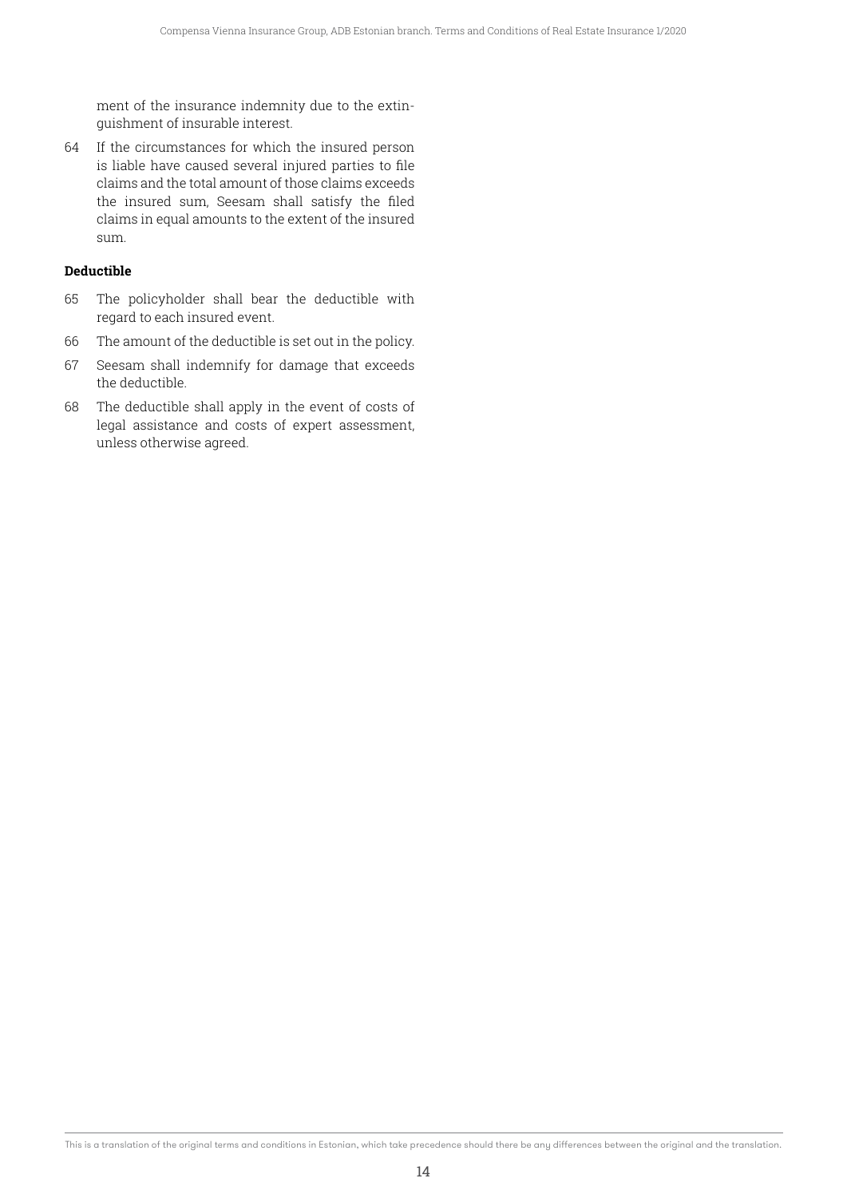ment of the insurance indemnity due to the extinguishment of insurable interest.

64 If the circumstances for which the insured person is liable have caused several injured parties to file claims and the total amount of those claims exceeds the insured sum, Seesam shall satisfy the filed claims in equal amounts to the extent of the insured sum.

**Deductible**

65 The policyholder shall bear the deductible with regard to each insured event.

66 The amount of the deductible is set out in the policy.

67 Seesam shall indemnify for damage that exceeds the deductible.

68 The deductible shall apply in the event of costs of legal assistance and costs of expert assessment, unless otherwise agreed.

This is a translation of the original terms and conditions in Estonian, which take precedence should there be any differences between the original and the translation.